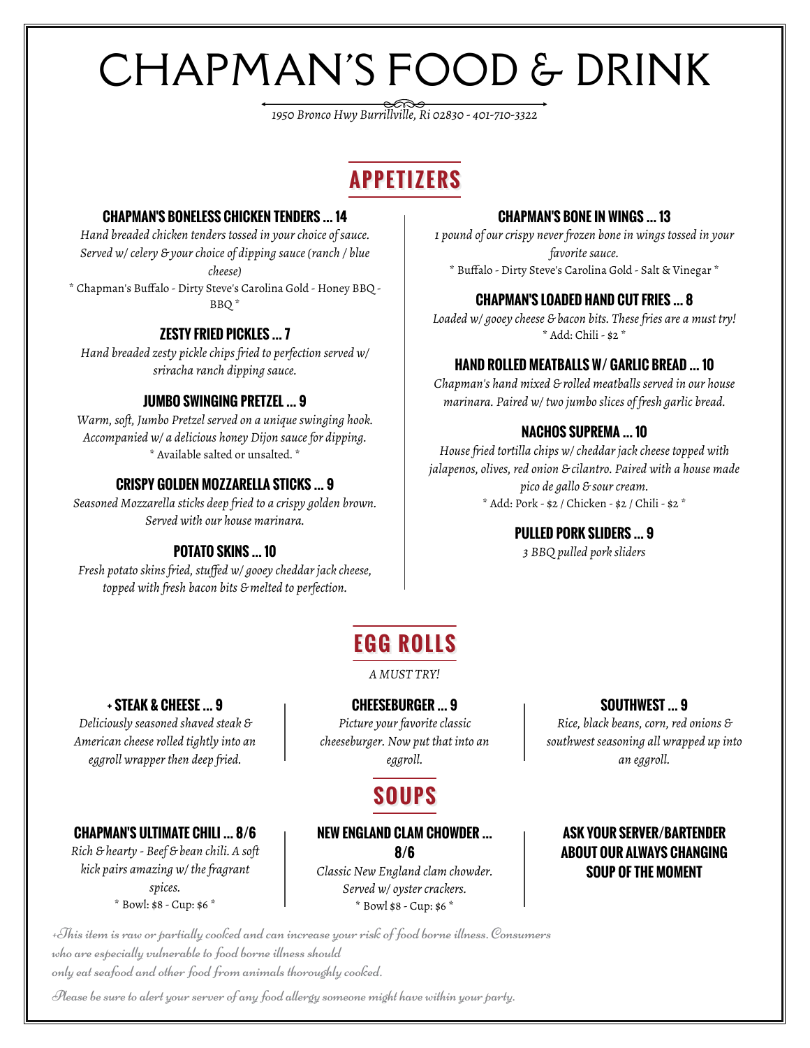# CHAPMAN'S FOOD & DRINK

*1950 Bronco Hwy Burrillville, Ri 02830 - 401-710-3322*

## APPETIZERS

### CHAPMAN'S BONELESS CHICKEN TENDERS ... 14

*Hand breaded chicken tenders tossed in your choice of sauce. Served w/ celery & your choice of dipping sauce (ranch / blue cheese)*

* Chapman's Buffalo - Dirty Steve's Carolina Gold - Honey BBQ - BBQ *

### ZESTY FRIED PICKLES ... 7

*Hand breaded zesty pickle chips fried to perfection served w/ sriracha ranch dipping sauce.*

### JUMBO SWINGING PRETZEL ... 9

*Warm, soft, Jumbo Pretzel served on a unique swinging hook. Accompanied w/ a delicious honey Dijon sauce for dipping.*

* Available salted or unsalted. *

### CRISPY GOLDEN MOZZARELLA STICKS ... 9

*Seasoned Mozzarella sticks deep fried to a crispy golden brown. Served with our house marinara.*

### POTATO SKINS ... 10

*Fresh potato skins fried, stuffed w/ gooey cheddar jack cheese, topped with fresh bacon bits & melted to perfection.*

### CHAPMAN'S BONE IN WINGS ... 13

*1 pound of our crispy never frozen bone in wings tossed in your favorite sauce.*

* Buffalo - Dirty Steve's Carolina Gold - Salt & Vinegar *

### CHAPMAN'S LOADED HAND CUT FRIES ... 8

*Loaded w/ gooey cheese & bacon bits. These fries are a must try!*

* Add: Chili - $2 *

### HAND ROLLED MEATBALLS W/ GARLIC BREAD ... 10

*Chapman's hand mixed & rolled meatballs served in our house marinara. Paired w/ two jumbo slices of fresh garlic bread.*

### NACHOS SUPREMA ... 10

*House fried tortilla chips w/ cheddar jack cheese topped with jalapenos, olives, red onion & cilantro. Paired with a house made pico de gallo & sour cream.*

* Add: Pork - $2 / Chicken - $2 / Chili - $2 *

### PULLED PORK SLIDERS ... 9

*3 BBQ pulled pork sliders*

## EGG ROLLS

*A MUST TRY!*

### + STEAK & CHEESE ... 9

*Deliciously seasoned shaved steak & American cheese rolled tightly into an eggroll wrapper then deep fried.*

### CHEESEBURGER ... 9

*Picture your favorite classic cheeseburger. Now put that into an eggroll.*

### SOUTHWEST ... 9

*Rice, black beans, corn, red onions & southwest seasoning all wrapped up into an eggroll.*

## SOUPS

### CHAPMAN'S ULTIMATE CHILI ... 8/6

*Rich & hearty - Beef & bean chili. A soft kick pairs amazing w/ the fragrant spices.*

* Bowl: $8 - Cup: $6 *

### NEW ENGLAND CLAM CHOWDER ... 8/6

*Classic New England clam chowder. Served w/ oyster crackers.*

* Bowl $8 - Cup: $6 *

### ASK YOUR SERVER/BARTENDER ABOUT OUR ALWAYS CHANGING SOUP OF THE MOMENT

*+This item is raw or partially cooked and can increase your risk of food borne illness. Consumers who are especially vulnerable to food borne illness should only eat seafood and other food from animals thoroughly cooked.*

*Please be sure to alert your server of any food allergy someone might have within your party.*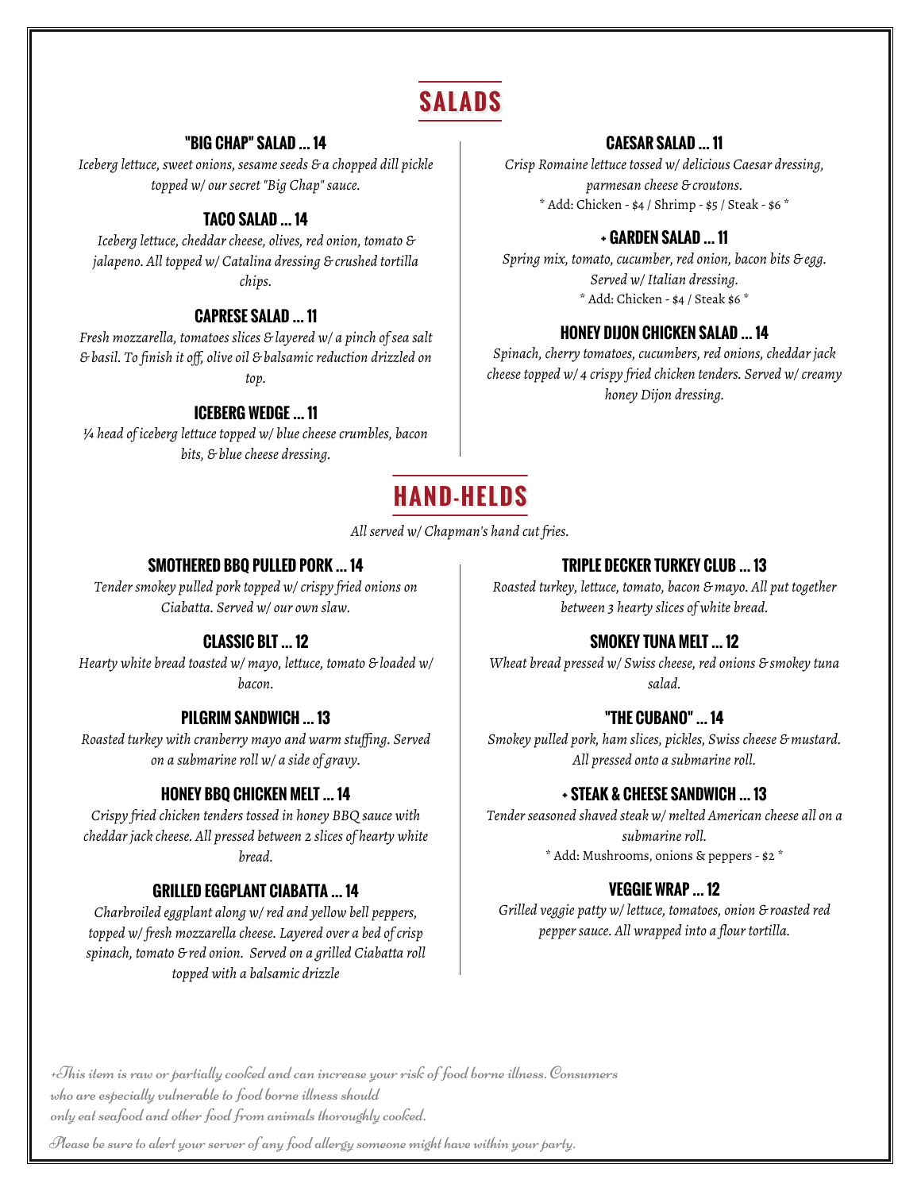# SALADS

### "BIG CHAP" SALAD ... 14

*Iceberg lettuce, sweet onions, sesame seeds & a chopped dill pickle topped w/ our secret "Big Chap" sauce.*

### TACO SALAD ... 14

*Iceberg lettuce, cheddar cheese, olives, red onion, tomato & jalapeno. All topped w/ Catalina dressing & crushed tortilla chips.*

### CAPRESE SALAD ... 11

*Fresh mozzarella, tomatoes slices & layered w/ a pinch of sea salt & basil. To finish it off, olive oil & balsamic reduction drizzled on top.*

### ICEBERG WEDGE ... 11

*¼ head of iceberg lettuce topped w/ blue cheese crumbles, bacon bits, & blue cheese dressing.*

### CAESAR SALAD ... 11

*Crisp Romaine lettuce tossed w/ delicious Caesar dressing, parmesan cheese & croutons.*

* Add: Chicken - $4 / Shrimp - $5 / Steak - $6 *

### + GARDEN SALAD ... 11

*Spring mix, tomato, cucumber, red onion, bacon bits & egg. Served w/ Italian dressing.*

* Add: Chicken - $4 / Steak $6 *

### HONEY DIJON CHICKEN SALAD ... 14

*Spinach, cherry tomatoes, cucumbers, red onions, cheddar jack cheese topped w/ 4 crispy fried chicken tenders. Served w/ creamy honey Dijon dressing.*

# HAND-HELDS

*All served w/ Chapman's hand cut fries.*

### SMOTHERED BBQ PULLED PORK ... 14

*Tender smokey pulled pork topped w/ crispy fried onions on Ciabatta. Served w/ our own slaw.*

### CLASSIC BLT ... 12

*Hearty white bread toasted w/ mayo, lettuce, tomato & loaded w/ bacon.*

### PILGRIM SANDWICH ... 13

*Roasted turkey with cranberry mayo and warm stuffing. Served on a submarine roll w/ a side of gravy.*

### HONEY BBQ CHICKEN MELT ... 14

*Crispy fried chicken tenders tossed in honey BBQ sauce with cheddar jack cheese. All pressed between 2 slices of hearty white bread.*

### GRILLED EGGPLANT CIABATTA ... 14

*Charbroiled eggplant along w/ red and yellow bell peppers, topped w/ fresh mozzarella cheese. Layered over a bed of crisp spinach, tomato & red onion. Served on a grilled Ciabatta roll topped with a balsamic drizzle*

### TRIPLE DECKER TURKEY CLUB ... 13

*Roasted turkey, lettuce, tomato, bacon & mayo. All put together between 3 hearty slices of white bread.*

### SMOKEY TUNA MELT ... 12

*Wheat bread pressed w/ Swiss cheese, red onions & smokey tuna salad.*

### "THE CUBANO" ... 14

*Smokey pulled pork, ham slices, pickles, Swiss cheese & mustard. All pressed onto a submarine roll.*

### + STEAK & CHEESE SANDWICH ... 13

*Tender seasoned shaved steak w/ melted American cheese all on a submarine roll.*

* Add: Mushrooms, onions & peppers - $2 *

### VEGGIE WRAP ... 12

*Grilled veggie patty w/ lettuce, tomatoes, onion & roasted red pepper sauce. All wrapped into a flour tortilla.*

*+This item is raw or partially cooked and can increase your risk of food borne illness. Consumers who are especially vulnerable to food borne illness should only eat seafood and other food from animals thoroughly cooked.*

*Please be sure to alert your server of any food allergy someone might have within your party.*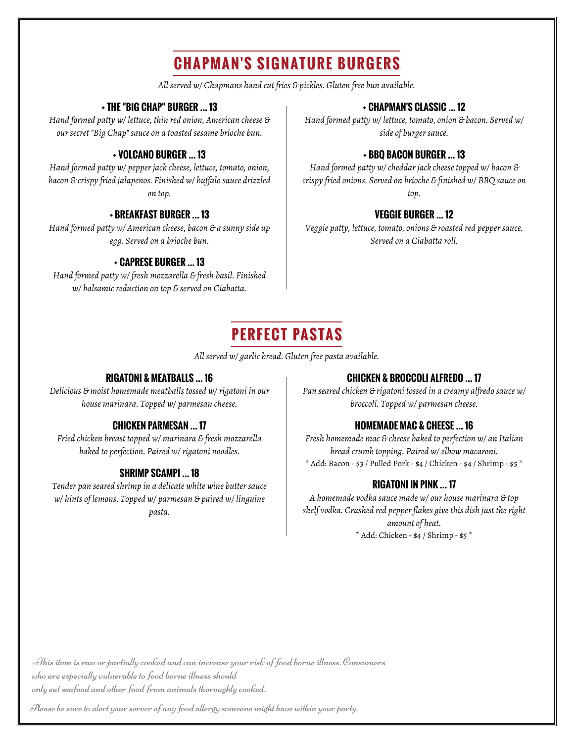# CHAPMAN'S SIGNATURE BURGERS

*All served w/ Chapmans hand cut fries & pickles. Gluten free bun available.*

### + THE "BIG CHAP" BURGER ... 13

*Hand formed patty w/ lettuce, thin red onion, American cheese & our secret "Big Chap" sauce on a toasted sesame brioche bun.*

### + VOLCANO BURGER ... 13

*Hand formed patty w/ pepper jack cheese, lettuce, tomato, onion, bacon & crispy fried jalapenos. Finished w/ buffalo sauce drizzled on top.*

### + BREAKFAST BURGER ... 13

*Hand formed patty w/ American cheese, bacon & a sunny side up egg. Served on a brioche bun.*

### + CAPRESE BURGER ... 13

*Hand formed patty w/ fresh mozzarella & fresh basil. Finished w/ balsamic reduction on top & served on Ciabatta.*

### + CHAPMAN'S CLASSIC ... 12

*Hand formed patty w/ lettuce, tomato, onion & bacon. Served w/ side of burger sauce.*

### + BBQ BACON BURGER ... 13

*Hand formed patty w/ cheddar jack cheese topped w/ bacon & crispy fried onions. Served on brioche & finished w/ BBQ sauce on top.*

### VEGGIE BURGER ... 12

*Veggie patty, lettuce, tomato, onions & roasted red pepper sauce. Served on a Ciabatta roll.*

# PERFECT PASTAS

*All served w/ garlic bread. Gluten free pasta available.*

### RIGATONI & MEATBALLS ... 16

*Delicious & moist homemade meatballs tossed w/ rigatoni in our house marinara. Topped w/ parmesan cheese.*

### CHICKEN PARMESAN ... 17

*Fried chicken breast topped w/ marinara & fresh mozzarella baked to perfection. Paired w/ rigatoni noodles.*

### SHRIMP SCAMPI ... 18

*Tender pan seared shrimp in a delicate white wine butter sauce w/ hints of lemons. Topped w/ parmesan & paired w/ linguine pasta.*

### CHICKEN & BROCCOLI ALFREDO ... 17

*Pan seared chicken & rigatoni tossed in a creamy alfredo sauce w/ broccoli. Topped w/ parmesan cheese.*

### HOMEMADE MAC & CHEESE ... 16

*Fresh homemade mac & cheese baked to perfection w/ an Italian bread crumb topping. Paired w/ elbow macaroni.*

* Add: Bacon - $3 / Pulled Pork - $4 / Chicken - $4 / Shrimp - $5 *

### RIGATONI IN PINK ... 17

*A homemade vodka sauce made w/ our house marinara & top shelf vodka. Crushed red pepper flakes give this dish just the right amount of heat.*

* Add: Chicken - $4 / Shrimp - $5 *

*+This item is raw or partially cooked and can increase your risk of food borne illness. Consumers who are especially vulnerable to food borne illness should only eat seafood and other food from animals thoroughly cooked.*

*Please be sure to alert your server of any food allergy someone might have within your party.*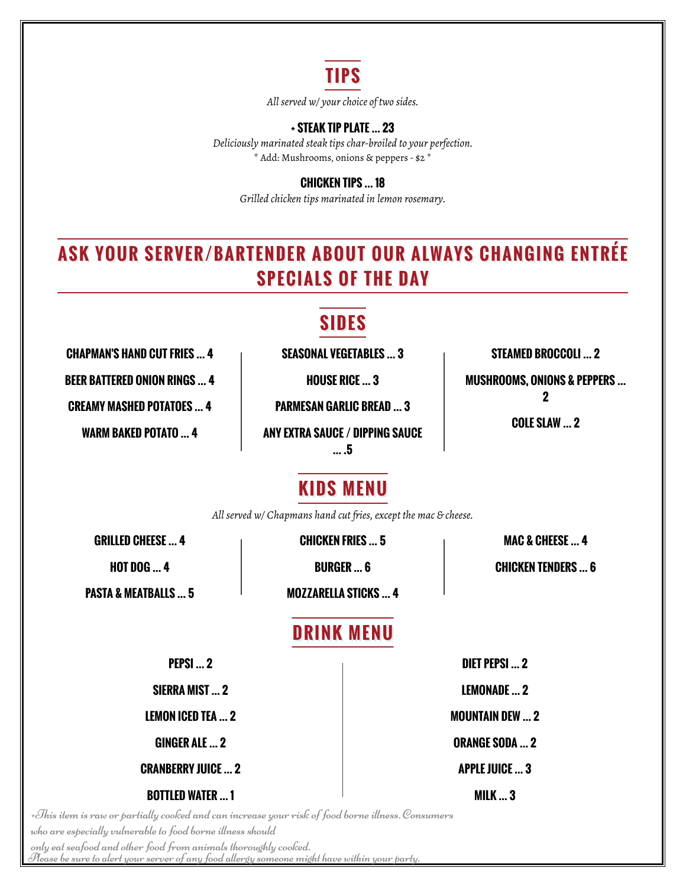# TIPS

*All served w/ your choice of two sides.*

**+ STEAK TIP PLATE ... 23**

*Deliciously marinated steak tips char-broiled to your perfection.*

* Add: Mushrooms, onions & peppers - $2 *

**CHICKEN TIPS ... 18**

*Grilled chicken tips marinated in lemon rosemary.*

## ASK YOUR SERVER/BARTENDER ABOUT OUR ALWAYS CHANGING ENTRÉE SPECIALS OF THE DAY

# SIDES

**CHAPMAN'S HAND CUT FRIES ... 4**

**BEER BATTERED ONION RINGS ... 4**

**CREAMY MASHED POTATOES ... 4**

**WARM BAKED POTATO ... 4**

**SEASONAL VEGETABLES ... 3**

**HOUSE RICE ... 3**

**PARMESAN GARLIC BREAD ... 3**

**ANY EXTRA SAUCE / DIPPING SAUCE ... .5**

**STEAMED BROCCOLI ... 2**

**MUSHROOMS, ONIONS & PEPPERS ... 2**

**COLE SLAW ... 2**

# KIDS MENU

*All served w/ Chapmans hand cut fries, except the mac & cheese.*

**GRILLED CHEESE ... 4**

**HOT DOG ... 4**

**PASTA & MEATBALLS ... 5**

**CHICKEN FRIES ... 5**

**BURGER ... 6**

**MOZZARELLA STICKS ... 4**

**MAC & CHEESE ... 4**

**CHICKEN TENDERS ... 6**

# DRINK MENU

**PEPSI ... 2**

**SIERRA MIST ... 2**

**LEMON ICED TEA ... 2**

**GINGER ALE ... 2**

**CRANBERRY JUICE ... 2**

**BOTTLED WATER ... 1**

**DIET PEPSI ... 2**

**LEMONADE ... 2**

**MOUNTAIN DEW ... 2**

**ORANGE SODA ... 2**

**APPLE JUICE ... 3**

**MILK ... 3**

*+This item is raw or partially cooked and can increase your risk of food borne illness. Consumers who are especially vulnerable to food borne illness should only eat seafood and other food from animals thoroughly cooked.*

*Please be sure to alert your server of any food allergy someone might have within your party.*